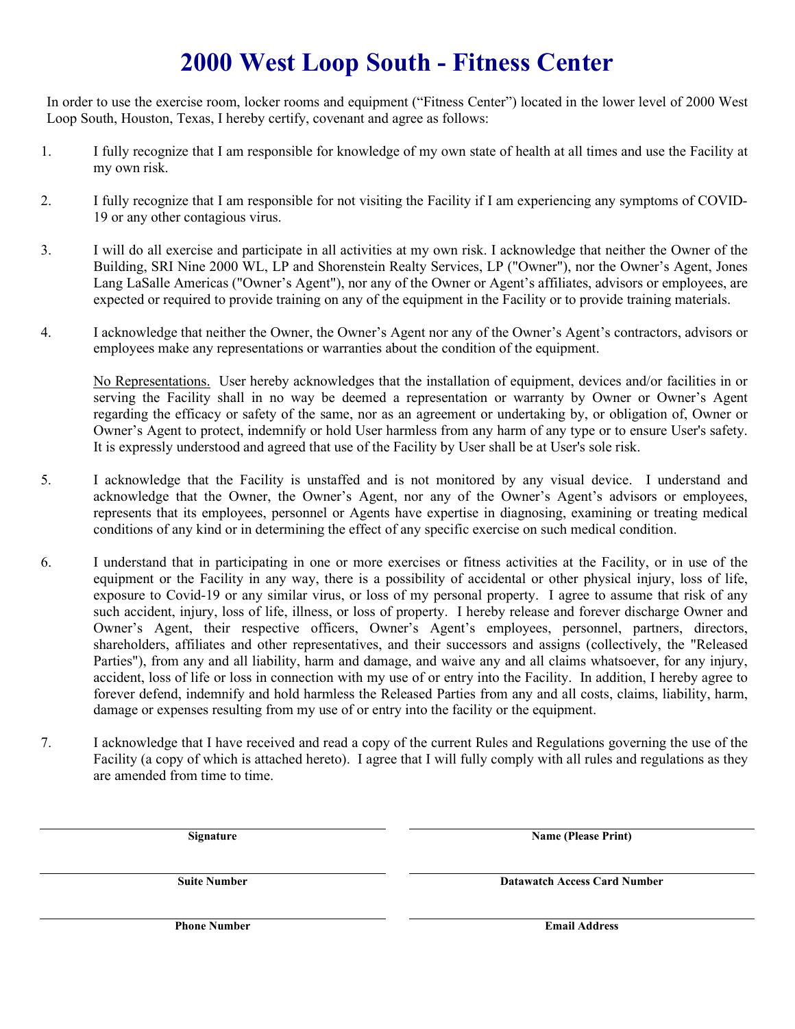# 2000 West Loop South - Fitness Center

In order to use the exercise room, locker rooms and equipment ("Fitness Center") located in the lower level of 2000 West Loop South, Houston, Texas, I hereby certify, covenant and agree as follows:

1. I fully recognize that I am responsible for knowledge of my own state of health at all times and use the Facility at my own risk.

2. I fully recognize that I am responsible for not visiting the Facility if I am experiencing any symptoms of COVID-19 or any other contagious virus.

3. I will do all exercise and participate in all activities at my own risk. I acknowledge that neither the Owner of the Building, SRI Nine 2000 WL, LP and Shorenstein Realty Services, LP ("Owner"), nor the Owner's Agent, Jones Lang LaSalle Americas ("Owner's Agent"), nor any of the Owner or Agent's affiliates, advisors or employees, are expected or required to provide training on any of the equipment in the Facility or to provide training materials.

4. I acknowledge that neither the Owner, the Owner's Agent nor any of the Owner's Agent's contractors, advisors or employees make any representations or warranties about the condition of the equipment.

   No Representations. User hereby acknowledges that the installation of equipment, devices and/or facilities in or serving the Facility shall in no way be deemed a representation or warranty by Owner or Owner's Agent regarding the efficacy or safety of the same, nor as an agreement or undertaking by, or obligation of, Owner or Owner's Agent to protect, indemnify or hold User harmless from any harm of any type or to ensure User's safety. It is expressly understood and agreed that use of the Facility by User shall be at User's sole risk.

5. I acknowledge that the Facility is unstaffed and is not monitored by any visual device. I understand and acknowledge that the Owner, the Owner's Agent, nor any of the Owner's Agent's advisors or employees, represents that its employees, personnel or Agents have expertise in diagnosing, examining or treating medical conditions of any kind or in determining the effect of any specific exercise on such medical condition.

6. I understand that in participating in one or more exercises or fitness activities at the Facility, or in use of the equipment or the Facility in any way, there is a possibility of accidental or other physical injury, loss of life, exposure to Covid-19 or any similar virus, or loss of my personal property. I agree to assume that risk of any such accident, injury, loss of life, illness, or loss of property. I hereby release and forever discharge Owner and Owner's Agent, their respective officers, Owner's Agent's employees, personnel, partners, directors, shareholders, affiliates and other representatives, and their successors and assigns (collectively, the "Released Parties"), from any and all liability, harm and damage, and waive any and all claims whatsoever, for any injury, accident, loss of life or loss in connection with my use of or entry into the Facility. In addition, I hereby agree to forever defend, indemnify and hold harmless the Released Parties from any and all costs, claims, liability, harm, damage or expenses resulting from my use of or entry into the facility or the equipment.

7. I acknowledge that I have received and read a copy of the current Rules and Regulations governing the use of the Facility (a copy of which is attached hereto). I agree that I will fully comply with all rules and regulations as they are amended from time to time.

| | |
|---|---|
| ______________________ | ______________________ |
| **Signature** | **Name (Please Print)** |
| ______________________ | ______________________ |
| **Suite Number** | **Datawatch Access Card Number** |
| ______________________ | ______________________ |
| **Phone Number** | **Email Address** |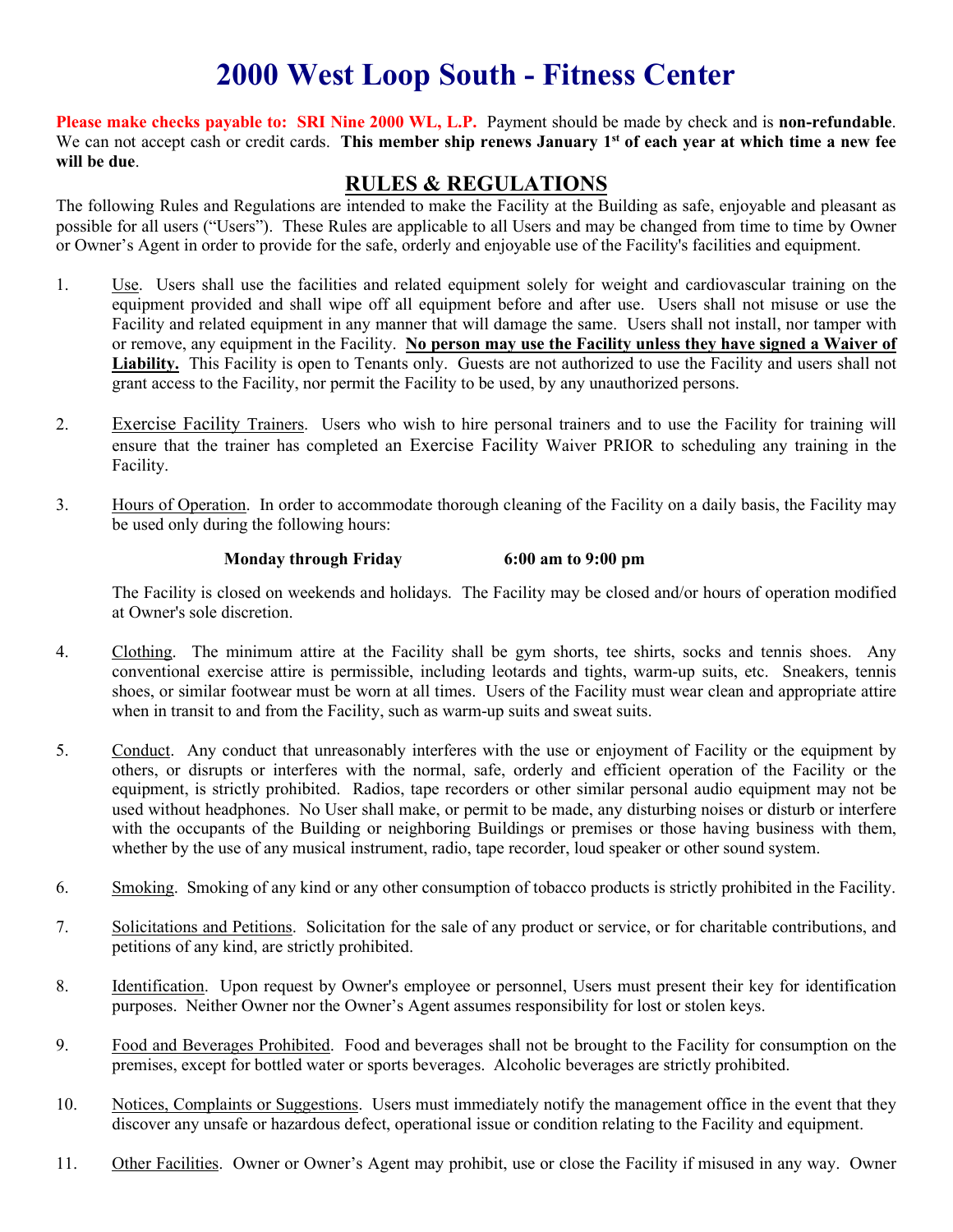# 2000 West Loop South - Fitness Center

**Please make checks payable to: SRI Nine 2000 WL, L.P.** Payment should be made by check and is **non-refundable**. We can not accept cash or credit cards. **This member ship renews January 1st of each year at which time a new fee will be due**.

## RULES & REGULATIONS

The following Rules and Regulations are intended to make the Facility at the Building as safe, enjoyable and pleasant as possible for all users ("Users"). These Rules are applicable to all Users and may be changed from time to time by Owner or Owner's Agent in order to provide for the safe, orderly and enjoyable use of the Facility's facilities and equipment.

1. Use. Users shall use the facilities and related equipment solely for weight and cardiovascular training on the equipment provided and shall wipe off all equipment before and after use. Users shall not misuse or use the Facility and related equipment in any manner that will damage the same. Users shall not install, nor tamper with or remove, any equipment in the Facility. **No person may use the Facility unless they have signed a Waiver of Liability.** This Facility is open to Tenants only. Guests are not authorized to use the Facility and users shall not grant access to the Facility, nor permit the Facility to be used, by any unauthorized persons.

2. Exercise Facility Trainers. Users who wish to hire personal trainers and to use the Facility for training will ensure that the trainer has completed an Exercise Facility Waiver PRIOR to scheduling any training in the Facility.

3. Hours of Operation. In order to accommodate thorough cleaning of the Facility on a daily basis, the Facility may be used only during the following hours:

   **Monday through Friday    6:00 am to 9:00 pm**

   The Facility is closed on weekends and holidays. The Facility may be closed and/or hours of operation modified at Owner's sole discretion.

4. Clothing. The minimum attire at the Facility shall be gym shorts, tee shirts, socks and tennis shoes. Any conventional exercise attire is permissible, including leotards and tights, warm-up suits, etc. Sneakers, tennis shoes, or similar footwear must be worn at all times. Users of the Facility must wear clean and appropriate attire when in transit to and from the Facility, such as warm-up suits and sweat suits.

5. Conduct. Any conduct that unreasonably interferes with the use or enjoyment of Facility or the equipment by others, or disrupts or interferes with the normal, safe, orderly and efficient operation of the Facility or the equipment, is strictly prohibited. Radios, tape recorders or other similar personal audio equipment may not be used without headphones. No User shall make, or permit to be made, any disturbing noises or disturb or interfere with the occupants of the Building or neighboring Buildings or premises or those having business with them, whether by the use of any musical instrument, radio, tape recorder, loud speaker or other sound system.

6. Smoking. Smoking of any kind or any other consumption of tobacco products is strictly prohibited in the Facility.

7. Solicitations and Petitions. Solicitation for the sale of any product or service, or for charitable contributions, and petitions of any kind, are strictly prohibited.

8. Identification. Upon request by Owner's employee or personnel, Users must present their key for identification purposes. Neither Owner nor the Owner's Agent assumes responsibility for lost or stolen keys.

9. Food and Beverages Prohibited. Food and beverages shall not be brought to the Facility for consumption on the premises, except for bottled water or sports beverages. Alcoholic beverages are strictly prohibited.

10. Notices, Complaints or Suggestions. Users must immediately notify the management office in the event that they discover any unsafe or hazardous defect, operational issue or condition relating to the Facility and equipment.

11. Other Facilities. Owner or Owner's Agent may prohibit, use or close the Facility if misused in any way. Owner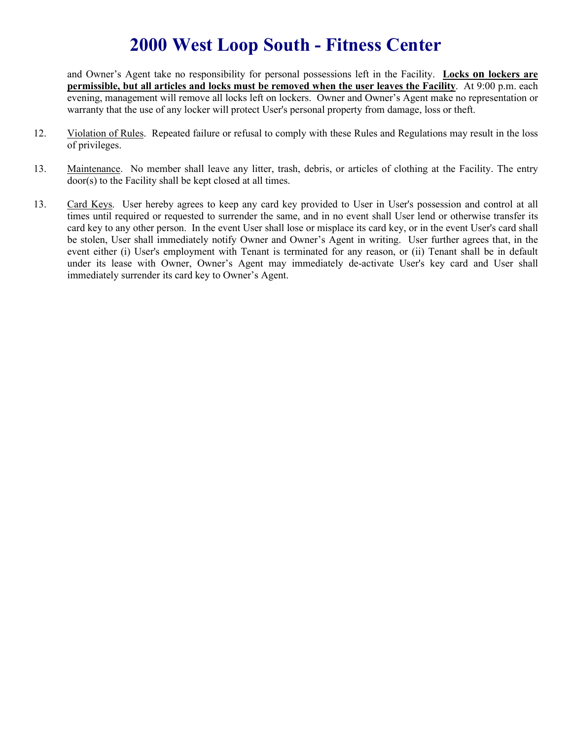# 2000 West Loop South - Fitness Center

and Owner's Agent take no responsibility for personal possessions left in the Facility. **<u>Locks on lockers are permissible, but all articles and locks must be removed when the user leaves the Facility</u>**. At 9:00 p.m. each evening, management will remove all locks left on lockers. Owner and Owner's Agent make no representation or warranty that the use of any locker will protect User's personal property from damage, loss or theft.

12. <u>Violation of Rules</u>. Repeated failure or refusal to comply with these Rules and Regulations may result in the loss of privileges.

13. <u>Maintenance</u>. No member shall leave any litter, trash, debris, or articles of clothing at the Facility. The entry door(s) to the Facility shall be kept closed at all times.

13. <u>Card Keys</u>. User hereby agrees to keep any card key provided to User in User's possession and control at all times until required or requested to surrender the same, and in no event shall User lend or otherwise transfer its card key to any other person. In the event User shall lose or misplace its card key, or in the event User's card shall be stolen, User shall immediately notify Owner and Owner's Agent in writing. User further agrees that, in the event either (i) User's employment with Tenant is terminated for any reason, or (ii) Tenant shall be in default under its lease with Owner, Owner's Agent may immediately de-activate User's key card and User shall immediately surrender its card key to Owner's Agent.